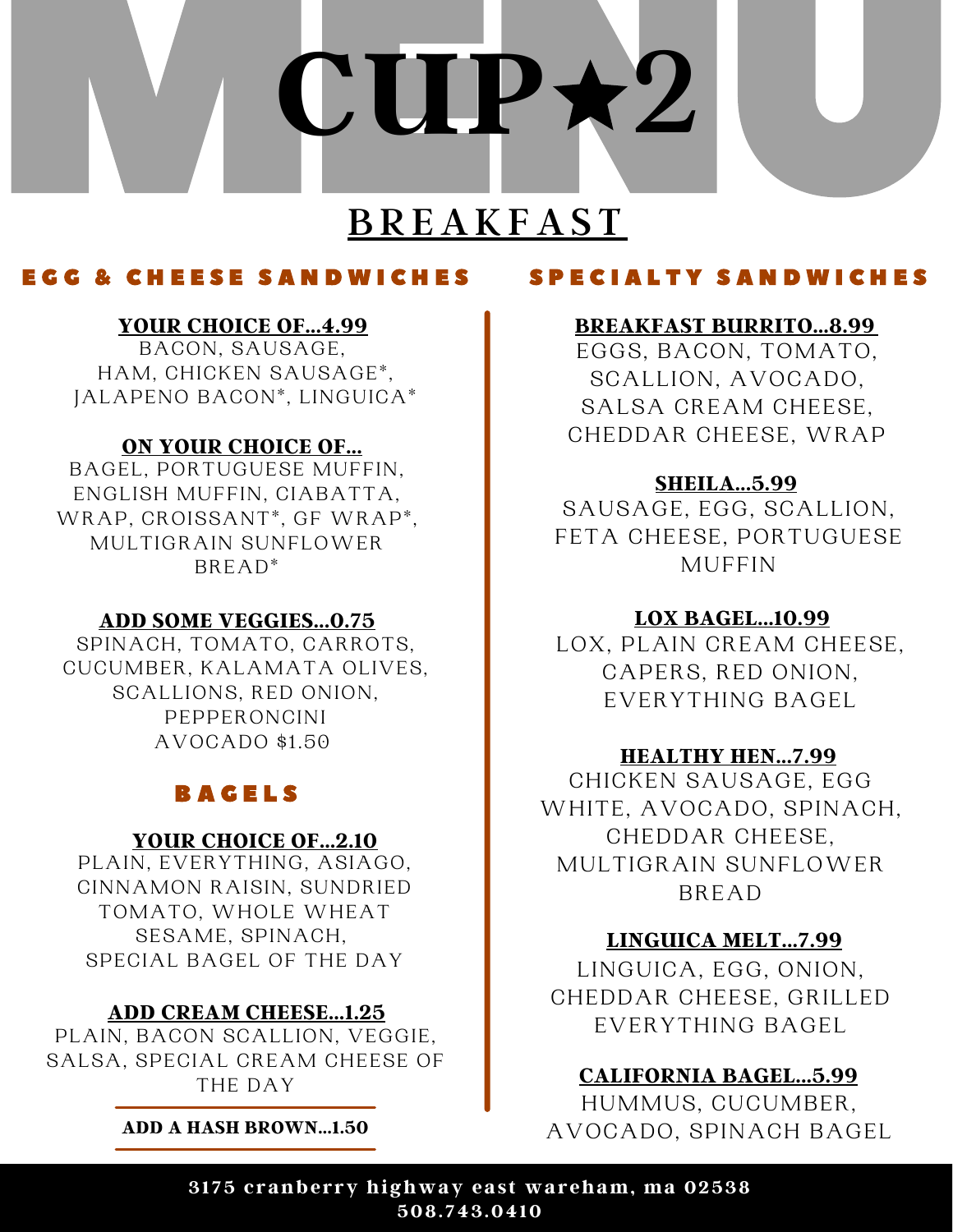# MENU

# CUP★2

## BREAKFAST

### EGG & CHEESE SANDWICHES

**YOUR CHOICE OF...4.99**
BACON, SAUSAGE, HAM, CHICKEN SAUSAGE*, JALAPENO BACON*, LINGUICA*

**ON YOUR CHOICE OF...**
BAGEL, PORTUGUESE MUFFIN, ENGLISH MUFFIN, CIABATTA, WRAP, CROISSANT*, GF WRAP*, MULTIGRAIN SUNFLOWER BREAD*

**ADD SOME VEGGIES...0.75**
SPINACH, TOMATO, CARROTS, CUCUMBER, KALAMATA OLIVES, SCALLIONS, RED ONION, PEPPERONCINI
AVOCADO $1.50

### BAGELS

**YOUR CHOICE OF...2.10**
PLAIN, EVERYTHING, ASIAGO, CINNAMON RAISIN, SUNDRIED TOMATO, WHOLE WHEAT SESAME, SPINACH, SPECIAL BAGEL OF THE DAY

**ADD CREAM CHEESE...1.25**
PLAIN, BACON SCALLION, VEGGIE, SALSA, SPECIAL CREAM CHEESE OF THE DAY

**ADD A HASH BROWN...1.50**

### SPECIALTY SANDWICHES

**BREAKFAST BURRITO...8.99**
EGGS, BACON, TOMATO, SCALLION, AVOCADO, SALSA CREAM CHEESE, CHEDDAR CHEESE, WRAP

**SHEILA...5.99**
SAUSAGE, EGG, SCALLION, FETA CHEESE, PORTUGUESE MUFFIN

**LOX BAGEL...10.99**
LOX, PLAIN CREAM CHEESE, CAPERS, RED ONION, EVERYTHING BAGEL

**HEALTHY HEN...7.99**
CHICKEN SAUSAGE, EGG WHITE, AVOCADO, SPINACH, CHEDDAR CHEESE, MULTIGRAIN SUNFLOWER BREAD

**LINGUICA MELT...7.99**
LINGUICA, EGG, ONION, CHEDDAR CHEESE, GRILLED EVERYTHING BAGEL

**CALIFORNIA BAGEL...5.99**
HUMMUS, CUCUMBER, AVOCADO, SPINACH BAGEL

**3175 cranberry highway east wareham, ma 02538**
**508.743.0410**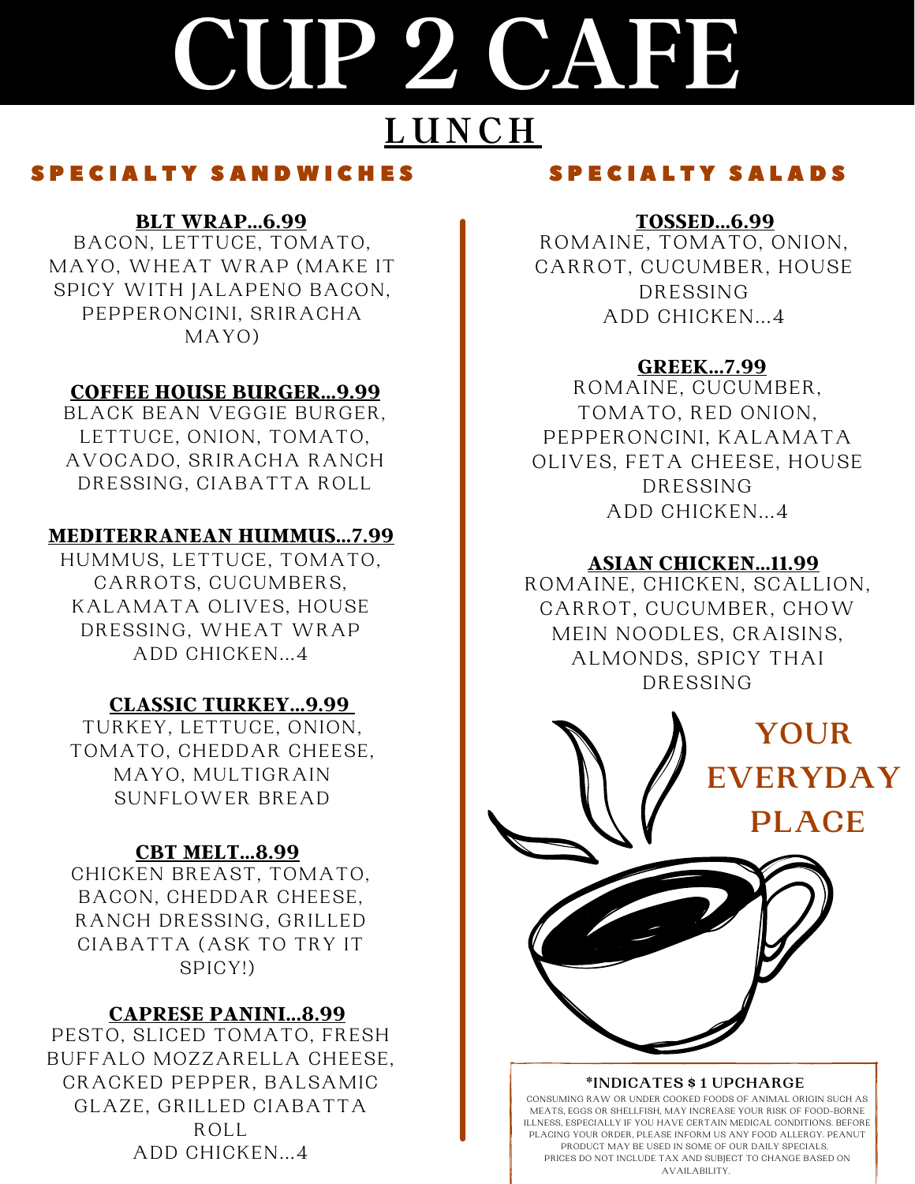# CUP 2 CAFE

## LUNCH

### SPECIALTY SANDWICHES

**BLT WRAP...6.99**
BACON, LETTUCE, TOMATO, MAYO, WHEAT WRAP (MAKE IT SPICY WITH JALAPENO BACON, PEPPERONCINI, SRIRACHA MAYO)

**COFFEE HOUSE BURGER...9.99**
BLACK BEAN VEGGIE BURGER, LETTUCE, ONION, TOMATO, AVOCADO, SRIRACHA RANCH DRESSING, CIABATTA ROLL

**MEDITERRANEAN HUMMUS...7.99**
HUMMUS, LETTUCE, TOMATO, CARROTS, CUCUMBERS, KALAMATA OLIVES, HOUSE DRESSING, WHEAT WRAP
ADD CHICKEN...4

**CLASSIC TURKEY...9.99**
TURKEY, LETTUCE, ONION, TOMATO, CHEDDAR CHEESE, MAYO, MULTIGRAIN SUNFLOWER BREAD

**CBT MELT...8.99**
CHICKEN BREAST, TOMATO, BACON, CHEDDAR CHEESE, RANCH DRESSING, GRILLED CIABATTA (ASK TO TRY IT SPICY!)

**CAPRESE PANINI...8.99**
PESTO, SLICED TOMATO, FRESH BUFFALO MOZZARELLA CHEESE, CRACKED PEPPER, BALSAMIC GLAZE, GRILLED CIABATTA ROLL
ADD CHICKEN...4

### SPECIALTY SALADS

**TOSSED...6.99**
ROMAINE, TOMATO, ONION, CARROT, CUCUMBER, HOUSE DRESSING
ADD CHICKEN...4

**GREEK...7.99**
ROMAINE, CUCUMBER, TOMATO, RED ONION, PEPPERONCINI, KALAMATA OLIVES, FETA CHEESE, HOUSE DRESSING
ADD CHICKEN...4

**ASIAN CHICKEN...11.99**
ROMAINE, CHICKEN, SCALLION, CARROT, CUCUMBER, CHOW MEIN NOODLES, CRAISINS, ALMONDS, SPICY THAI DRESSING

**YOUR EVERYDAY PLACE**

**\*INDICATES $ 1 UPCHARGE**

CONSUMING RAW OR UNDER COOKED FOODS OF ANIMAL ORIGIN SUCH AS MEATS, EGGS OR SHELLFISH, MAY INCREASE YOUR RISK OF FOOD-BORNE ILLNESS, ESPECIALLY IF YOU HAVE CERTAIN MEDICAL CONDITIONS. BEFORE PLACING YOUR ORDER, PLEASE INFORM US ANY FOOD ALLERGY. PEANUT PRODUCT MAY BE USED IN SOME OF OUR DAILY SPECIALS.
PRICES DO NOT INCLUDE TAX AND SUBJECT TO CHANGE BASED ON AVAILABILITY.